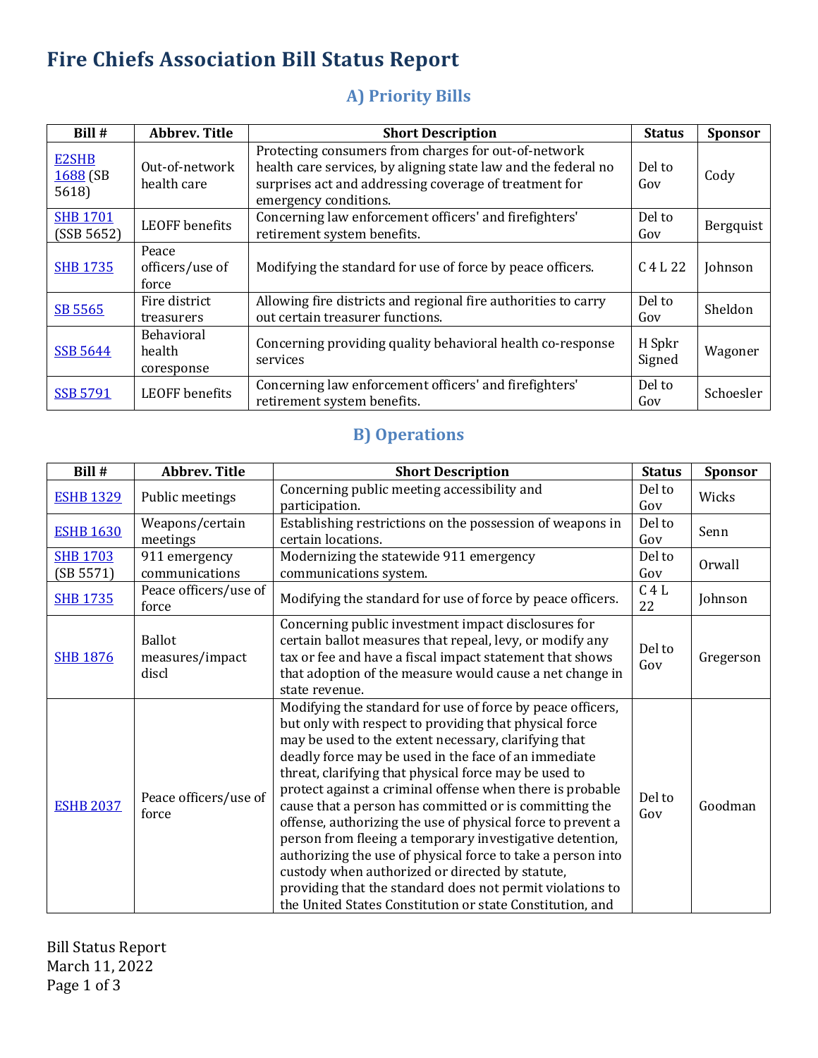# Fire Chiefs Association Bill Status Report

## A) Priority Bills

| Bill # | Abbrev. Title | Short Description | Status | Sponsor |
|---|---|---|---|---|
| E2SHB 1688 (SB 5618) | Out-of-network health care | Protecting consumers from charges for out-of-network health care services, by aligning state law and the federal no surprises act and addressing coverage of treatment for emergency conditions. | Del to Gov | Cody |
| SHB 1701 (SSB 5652) | LEOFF benefits | Concerning law enforcement officers' and firefighters' retirement system benefits. | Del to Gov | Bergquist |
| SHB 1735 | Peace officers/use of force | Modifying the standard for use of force by peace officers. | C 4 L 22 | Johnson |
| SB 5565 | Fire district treasurers | Allowing fire districts and regional fire authorities to carry out certain treasurer functions. | Del to Gov | Sheldon |
| SSB 5644 | Behavioral health coresponse | Concerning providing quality behavioral health co-response services | H Spkr Signed | Wagoner |
| SSB 5791 | LEOFF benefits | Concerning law enforcement officers' and firefighters' retirement system benefits. | Del to Gov | Schoesler |

## B) Operations

| Bill # | Abbrev. Title | Short Description | Status | Sponsor |
|---|---|---|---|---|
| ESHB 1329 | Public meetings | Concerning public meeting accessibility and participation. | Del to Gov | Wicks |
| ESHB 1630 | Weapons/certain meetings | Establishing restrictions on the possession of weapons in certain locations. | Del to Gov | Senn |
| SHB 1703 (SB 5571) | 911 emergency communications | Modernizing the statewide 911 emergency communications system. | Del to Gov | Orwall |
| SHB 1735 | Peace officers/use of force | Modifying the standard for use of force by peace officers. | C 4 L 22 | Johnson |
| SHB 1876 | Ballot measures/impact discl | Concerning public investment impact disclosures for certain ballot measures that repeal, levy, or modify any tax or fee and have a fiscal impact statement that shows that adoption of the measure would cause a net change in state revenue. | Del to Gov | Gregerson |
| ESHB 2037 | Peace officers/use of force | Modifying the standard for use of force by peace officers, but only with respect to providing that physical force may be used to the extent necessary, clarifying that deadly force may be used in the face of an immediate threat, clarifying that physical force may be used to protect against a criminal offense when there is probable cause that a person has committed or is committing the offense, authorizing the use of physical force to prevent a person from fleeing a temporary investigative detention, authorizing the use of physical force to take a person into custody when authorized or directed by statute, providing that the standard does not permit violations to the United States Constitution or state Constitution, and | Del to Gov | Goodman |

Bill Status Report
March 11, 2022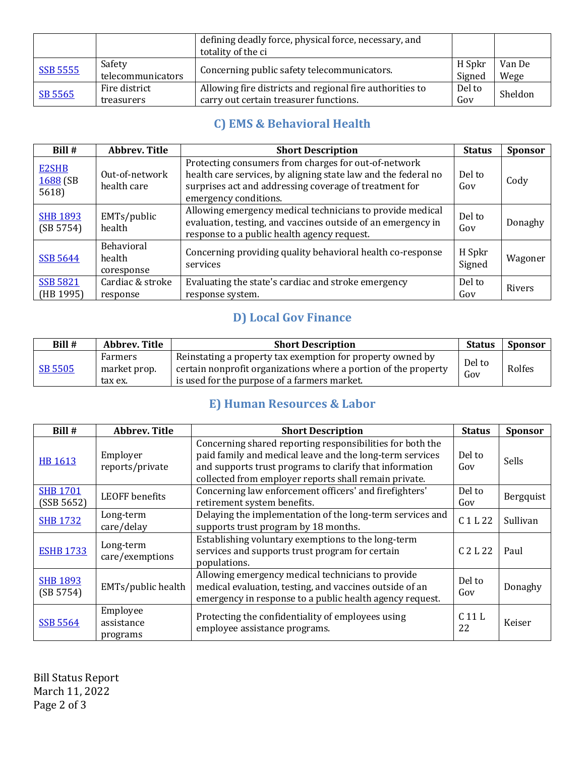|  |  | defining deadly force, physical force, necessary, and totality of the ci |  |  |
|---|---|---|---|---|
| SSB 5555 | Safety telecommunicators | Concerning public safety telecommunicators. | H Spkr Signed | Van De Wege |
| SB 5565 | Fire district treasurers | Allowing fire districts and regional fire authorities to carry out certain treasurer functions. | Del to Gov | Sheldon |

## C) EMS & Behavioral Health

| Bill # | Abbrev. Title | Short Description | Status | Sponsor |
|---|---|---|---|---|
| E2SHB 1688 (SB 5618) | Out-of-network health care | Protecting consumers from charges for out-of-network health care services, by aligning state law and the federal no surprises act and addressing coverage of treatment for emergency conditions. | Del to Gov | Cody |
| SHB 1893 (SB 5754) | EMTs/public health | Allowing emergency medical technicians to provide medical evaluation, testing, and vaccines outside of an emergency in response to a public health agency request. | Del to Gov | Donaghy |
| SSB 5644 | Behavioral health coresponse | Concerning providing quality behavioral health co-response services | H Spkr Signed | Wagoner |
| SSB 5821 (HB 1995) | Cardiac & stroke response | Evaluating the state's cardiac and stroke emergency response system. | Del to Gov | Rivers |

## D) Local Gov Finance

| Bill # | Abbrev. Title | Short Description | Status | Sponsor |
|---|---|---|---|---|
| SB 5505 | Farmers market prop. tax ex. | Reinstating a property tax exemption for property owned by certain nonprofit organizations where a portion of the property is used for the purpose of a farmers market. | Del to Gov | Rolfes |

## E) Human Resources & Labor

| Bill # | Abbrev. Title | Short Description | Status | Sponsor |
|---|---|---|---|---|
| HB 1613 | Employer reports/private | Concerning shared reporting responsibilities for both the paid family and medical leave and the long-term services and supports trust programs to clarify that information collected from employer reports shall remain private. | Del to Gov | Sells |
| SHB 1701 (SSB 5652) | LEOFF benefits | Concerning law enforcement officers' and firefighters' retirement system benefits. | Del to Gov | Bergquist |
| SHB 1732 | Long-term care/delay | Delaying the implementation of the long-term services and supports trust program by 18 months. | C 1 L 22 | Sullivan |
| ESHB 1733 | Long-term care/exemptions | Establishing voluntary exemptions to the long-term services and supports trust program for certain populations. | C 2 L 22 | Paul |
| SHB 1893 (SB 5754) | EMTs/public health | Allowing emergency medical technicians to provide medical evaluation, testing, and vaccines outside of an emergency in response to a public health agency request. | Del to Gov | Donaghy |
| SSB 5564 | Employee assistance programs | Protecting the confidentiality of employees using employee assistance programs. | C 11 L 22 | Keiser |

Bill Status Report
March 11, 2022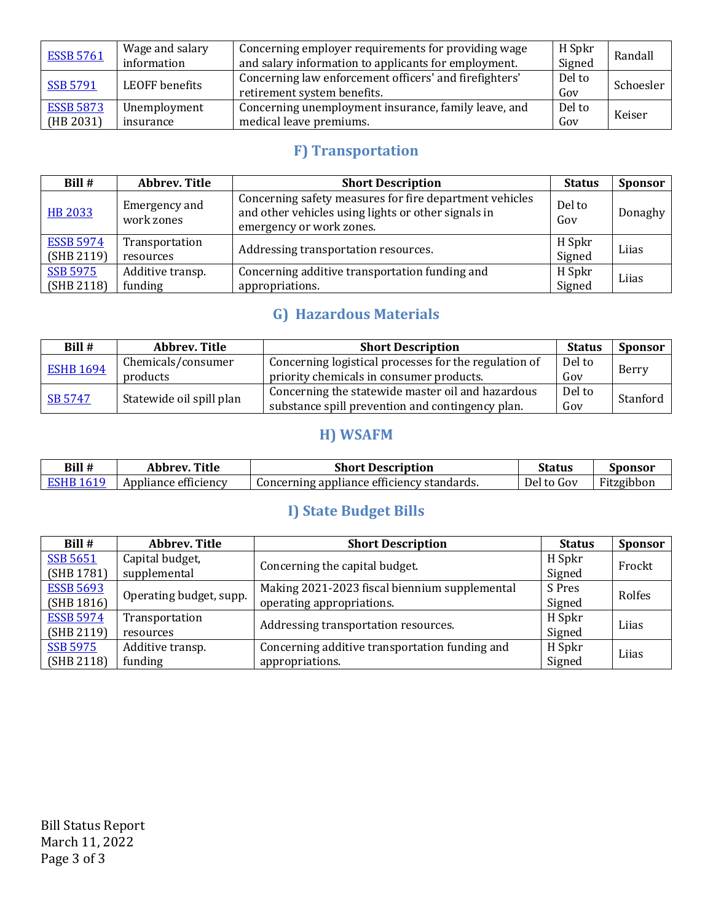| | | | | |
|---|---|---|---|---|
| ESSB 5761 | Wage and salary information | Concerning employer requirements for providing wage and salary information to applicants for employment. | H Spkr Signed | Randall |
| SSB 5791 | LEOFF benefits | Concerning law enforcement officers' and firefighters' retirement system benefits. | Del to Gov | Schoesler |
| ESSB 5873 (HB 2031) | Unemployment insurance | Concerning unemployment insurance, family leave, and medical leave premiums. | Del to Gov | Keiser |

## F) Transportation

| Bill # | Abbrev. Title | Short Description | Status | Sponsor |
|---|---|---|---|---|
| HB 2033 | Emergency and work zones | Concerning safety measures for fire department vehicles and other vehicles using lights or other signals in emergency or work zones. | Del to Gov | Donaghy |
| ESSB 5974 (SHB 2119) | Transportation resources | Addressing transportation resources. | H Spkr Signed | Liias |
| SSB 5975 (SHB 2118) | Additive transp. funding | Concerning additive transportation funding and appropriations. | H Spkr Signed | Liias |

## G) Hazardous Materials

| Bill # | Abbrev. Title | Short Description | Status | Sponsor |
|---|---|---|---|---|
| ESHB 1694 | Chemicals/consumer products | Concerning logistical processes for the regulation of priority chemicals in consumer products. | Del to Gov | Berry |
| SB 5747 | Statewide oil spill plan | Concerning the statewide master oil and hazardous substance spill prevention and contingency plan. | Del to Gov | Stanford |

## H) WSAFM

| Bill # | Abbrev. Title | Short Description | Status | Sponsor |
|---|---|---|---|---|
| ESHB 1619 | Appliance efficiency | Concerning appliance efficiency standards. | Del to Gov | Fitzgibbon |

## I) State Budget Bills

| Bill # | Abbrev. Title | Short Description | Status | Sponsor |
|---|---|---|---|---|
| SSB 5651 (SHB 1781) | Capital budget, supplemental | Concerning the capital budget. | H Spkr Signed | Frockt |
| ESSB 5693 (SHB 1816) | Operating budget, supp. | Making 2021-2023 fiscal biennium supplemental operating appropriations. | S Pres Signed | Rolfes |
| ESSB 5974 (SHB 2119) | Transportation resources | Addressing transportation resources. | H Spkr Signed | Liias |
| SSB 5975 (SHB 2118) | Additive transp. funding | Concerning additive transportation funding and appropriations. | H Spkr Signed | Liias |

Bill Status Report
March 11, 2022